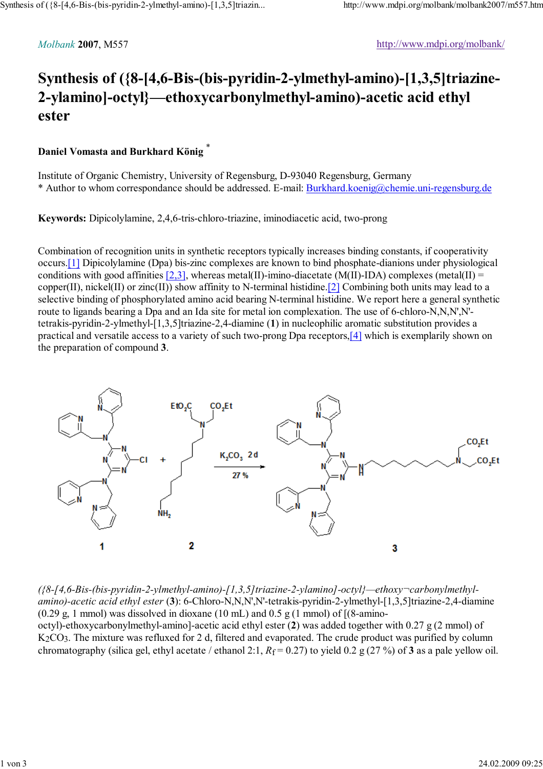*Molbank* **2007**, M557

http://www.mdpi.org/molbank/

# Synthesis of ({8-[4,6-Bis-(bis-pyridin-2-ylmethyl-amino)-[1,3,5]triazine-2-ylamino]-octyl}—ethoxycarbonylmethyl-amino)-acetic acid ethyl ester

**Daniel Vomasta and Burkhard König** *

Institute of Organic Chemistry, University of Regensburg, D-93040 Regensburg, Germany
* Author to whom correspondance should be addressed. E-mail: Burkhard.koenig@chemie.uni-regensburg.de

**Keywords:** Dipicolylamine, 2,4,6-tris-chloro-triazine, iminodiacetic acid, two-prong

Combination of recognition units in synthetic receptors typically increases binding constants, if cooperativity occurs.[1] Dipicolylamine (Dpa) bis-zinc complexes are known to bind phosphate-dianions under physiological conditions with good affinities [2,3], whereas metal(II)-imino-diacetate (M(II)-IDA) complexes (metal(II) = copper(II), nickel(II) or zinc(II)) show affinity to N-terminal histidine.[2] Combining both units may lead to a selective binding of phosphorylated amino acid bearing N-terminal histidine. We report here a general synthetic route to ligands bearing a Dpa and an Ida site for metal ion complexation. The use of 6-chloro-N,N,N',N'-tetrakis-pyridin-2-ylmethyl-[1,3,5]triazine-2,4-diamine (**1**) in nucleophilic aromatic substitution provides a practical and versatile access to a variety of such two-prong Dpa receptors,[4] which is exemplarily shown on the preparation of compound **3**.

*({8-[4,6-Bis-(bis-pyridin-2-ylmethyl-amino)-[1,3,5]triazine-2-ylamino]-octyl}—ethoxy¬carbonylmethyl-amino)-acetic acid ethyl ester* (**3**): 6-Chloro-N,N,N',N'-tetrakis-pyridin-2-ylmethyl-[1,3,5]triazine-2,4-diamine (0.29 g, 1 mmol) was dissolved in dioxane (10 mL) and 0.5 g (1 mmol) of [(8-amino-octyl)-ethoxycarbonylmethyl-amino]-acetic acid ethyl ester (**2**) was added together with 0.27 g (2 mmol) of $K_2CO_3$. The mixture was refluxed for 2 d, filtered and evaporated. The crude product was purified by column chromatography (silica gel, ethyl acetate / ethanol 2:1, $R_f$ = 0.27) to yield 0.2 g (27 %) of **3** as a pale yellow oil.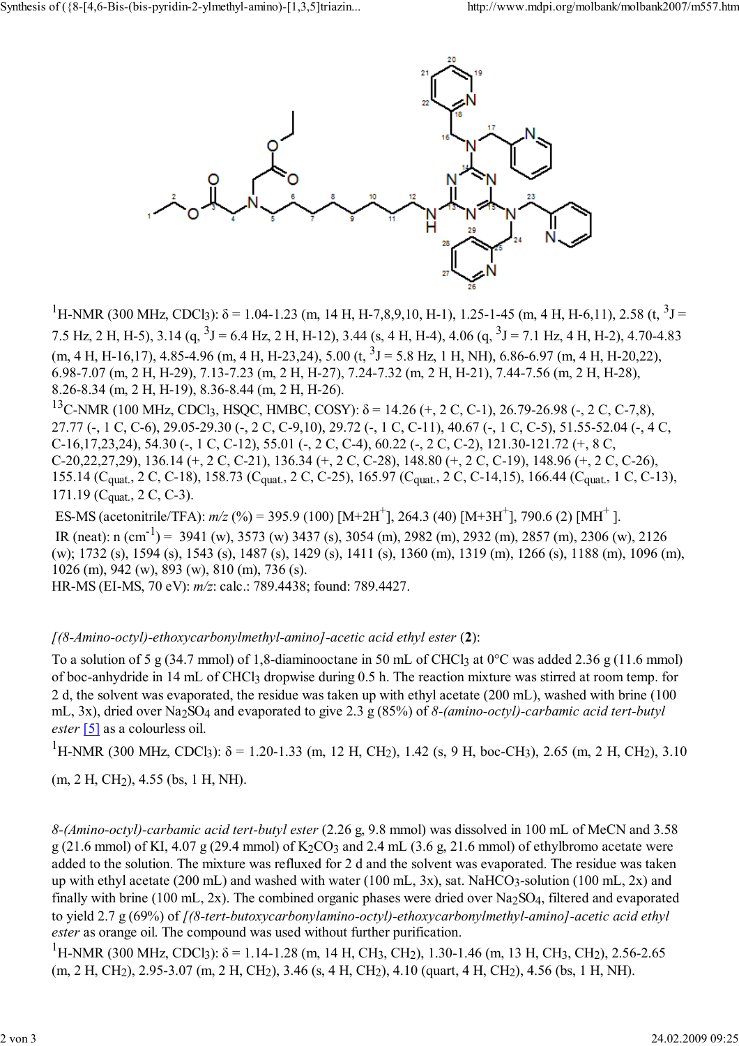$^1$H-NMR (300 MHz, $CDCl_3$): δ = 1.04-1.23 (m, 14 H, H-7,8,9,10, H-1), 1.25-1-45 (m, 4 H, H-6,11), 2.58 (t, $^3$J = 7.5 Hz, 2 H, H-5), 3.14 (q, $^3$J = 6.4 Hz, 2 H, H-12), 3.44 (s, 4 H, H-4), 4.06 (q, $^3$J = 7.1 Hz, 4 H, H-2), 4.70-4.83 (m, 4 H, H-16,17), 4.85-4.96 (m, 4 H, H-23,24), 5.00 (t, $^3$J = 5.8 Hz, 1 H, NH), 6.86-6.97 (m, 4 H, H-20,22), 6.98-7.07 (m, 2 H, H-29), 7.13-7.23 (m, 2 H, H-27), 7.24-7.32 (m, 2 H, H-21), 7.44-7.56 (m, 2 H, H-28), 8.26-8.34 (m, 2 H, H-19), 8.36-8.44 (m, 2 H, H-26).

$^{13}$C-NMR (100 MHz, $CDCl_3$, HSQC, HMBC, COSY): δ = 14.26 (+, 2 C, C-1), 26.79-26.98 (-, 2 C, C-7,8), 27.77 (-, 1 C, C-6), 29.05-29.30 (-, 2 C, C-9,10), 29.72 (-, 1 C, C-11), 40.67 (-, 1 C, C-5), 51.55-52.04 (-, 4 C, C-16,17,23,24), 54.30 (-, 1 C, C-12), 55.01 (-, 2 C, C-4), 60.22 (-, 2 C, C-2), 121.30-121.72 (+, 8 C, C-20,22,27,29), 136.14 (+, 2 C, C-21), 136.34 (+, 2 C, C-28), 148.80 (+, 2 C, C-19), 148.96 (+, 2 C, C-26), 155.14 ($C_{quat.}$, 2 C, C-18), 158.73 ($C_{quat.}$, 2 C, C-25), 165.97 ($C_{quat.}$, 2 C, C-14,15), 166.44 ($C_{quat.}$, 1 C, C-13), 171.19 ($C_{quat.}$, 2 C, C-3).

ES-MS (acetonitrile/TFA): *m/z* (%) = 395.9 (100) [$M+2H^+$], 264.3 (40) [$M+3H^+$], 790.6 (2) [$MH^+$ ].

IR (neat): n ($cm^{-1}$) = 3941 (w), 3573 (w) 3437 (s), 3054 (m), 2982 (m), 2932 (m), 2857 (m), 2306 (w), 2126 (w); 1732 (s), 1594 (s), 1543 (s), 1487 (s), 1429 (s), 1411 (s), 1360 (m), 1319 (m), 1266 (s), 1188 (m), 1096 (m), 1026 (m), 942 (w), 893 (w), 810 (m), 736 (s).

HR-MS (EI-MS, 70 eV): *m/z*: calc.: 789.4438; found: 789.4427.

*[(8-Amino-octyl)-ethoxycarbonylmethyl-amino]-acetic acid ethyl ester* (**2**):

To a solution of 5 g (34.7 mmol) of 1,8-diaminooctane in 50 mL of $CHCl_3$ at 0°C was added 2.36 g (11.6 mmol) of boc-anhydride in 14 mL of $CHCl_3$ dropwise during 0.5 h. The reaction mixture was stirred at room temp. for 2 d, the solvent was evaporated, the residue was taken up with ethyl acetate (200 mL), washed with brine (100 mL, 3x), dried over $Na_2SO_4$ and evaporated to give 2.3 g (85%) of *8-(amino-octyl)-carbamic acid tert-butyl ester* [5] as a colourless oil.

$^1$H-NMR (300 MHz, $CDCl_3$): δ = 1.20-1.33 (m, 12 H, $CH_2$), 1.42 (s, 9 H, boc-$CH_3$), 2.65 (m, 2 H, $CH_2$), 3.10 (m, 2 H, $CH_2$), 4.55 (bs, 1 H, NH).

*8-(Amino-octyl)-carbamic acid tert-butyl ester* (2.26 g, 9.8 mmol) was dissolved in 100 mL of MeCN and 3.58 g (21.6 mmol) of KI, 4.07 g (29.4 mmol) of $K_2CO_3$ and 2.4 mL (3.6 g, 21.6 mmol) of ethylbromo acetate were added to the solution. The mixture was refluxed for 2 d and the solvent was evaporated. The residue was taken up with ethyl acetate (200 mL) and washed with water (100 mL, 3x), sat. $NaHCO_3$-solution (100 mL, 2x) and finally with brine (100 mL, 2x). The combined organic phases were dried over $Na_2SO_4$, filtered and evaporated to yield 2.7 g (69%) of *[(8-tert-butoxycarbonylamino-octyl)-ethoxycarbonylmethyl-amino]-acetic acid ethyl ester* as orange oil. The compound was used without further purification.

$^1$H-NMR (300 MHz, $CDCl_3$): δ = 1.14-1.28 (m, 14 H, $CH_3$, $CH_2$), 1.30-1.46 (m, 13 H, $CH_3$, $CH_2$), 2.56-2.65 (m, 2 H, $CH_2$), 2.95-3.07 (m, 2 H, $CH_2$), 3.46 (s, 4 H, $CH_2$), 4.10 (quart, 4 H, $CH_2$), 4.56 (bs, 1 H, NH).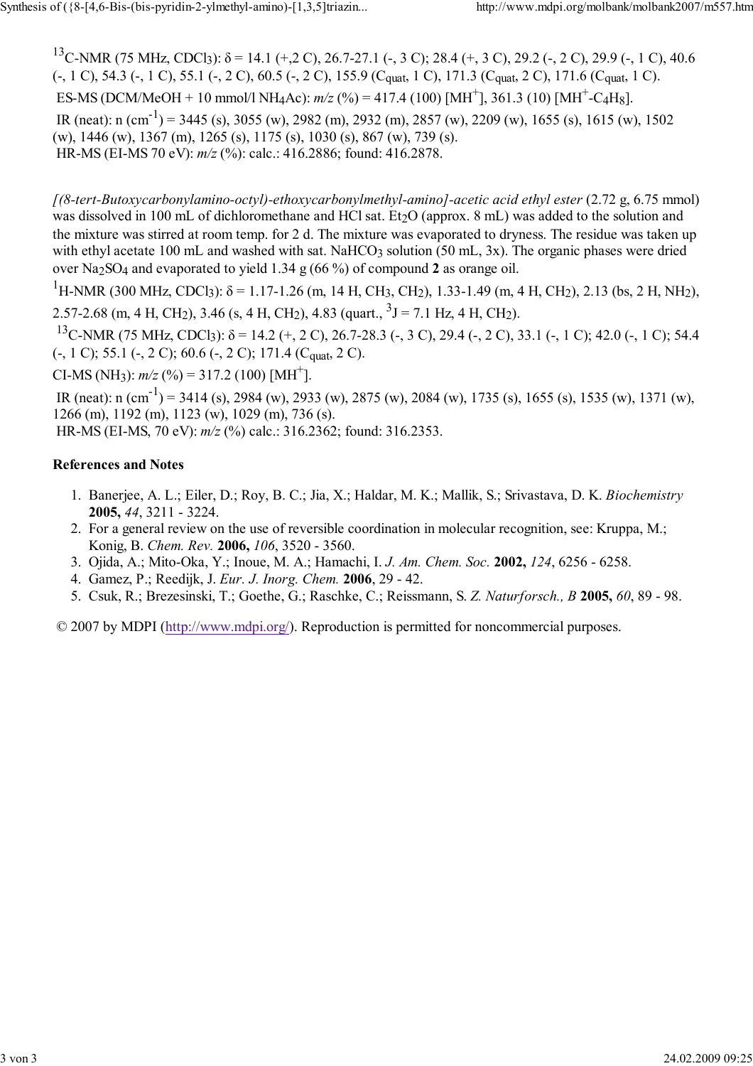$^{13}$C-NMR (75 MHz, $CDCl_3$): δ = 14.1 (+,2 C), 26.7-27.1 (-, 3 C); 28.4 (+, 3 C), 29.2 (-, 2 C), 29.9 (-, 1 C), 40.6 (-, 1 C), 54.3 (-, 1 C), 55.1 (-, 2 C), 60.5 (-, 2 C), 155.9 ($C_{quat}$, 1 C), 171.3 ($C_{quat}$, 2 C), 171.6 ($C_{quat}$, 1 C).

ES-MS (DCM/MeOH + 10 mmol/l $NH_4Ac$): *m/z* (%) = 417.4 (100) [$MH^+$], 361.3 (10) [$MH^+$-$C_4H_8$].

IR (neat): n ($cm^{-1}$) = 3445 (s), 3055 (w), 2982 (m), 2932 (m), 2857 (w), 2209 (w), 1655 (s), 1615 (w), 1502 (w), 1446 (w), 1367 (m), 1265 (s), 1175 (s), 1030 (s), 867 (w), 739 (s).

HR-MS (EI-MS 70 eV): *m/z* (%): calc.: 416.2886; found: 416.2878.

*[(8-tert-Butoxycarbonylamino-octyl)-ethoxycarbonylmethyl-amino]-acetic acid ethyl ester* (2.72 g, 6.75 mmol) was dissolved in 100 mL of dichloromethane and HCl sat. $Et_2O$ (approx. 8 mL) was added to the solution and the mixture was stirred at room temp. for 2 d. The mixture was evaporated to dryness. The residue was taken up with ethyl acetate 100 mL and washed with sat. $NaHCO_3$ solution (50 mL, 3x). The organic phases were dried over $Na_2SO_4$ and evaporated to yield 1.34 g (66 %) of compound **2** as orange oil.

$^1$H-NMR (300 MHz, $CDCl_3$): δ = 1.17-1.26 (m, 14 H, $CH_3$, $CH_2$), 1.33-1.49 (m, 4 H, $CH_2$), 2.13 (bs, 2 H, $NH_2$), 2.57-2.68 (m, 4 H, $CH_2$), 3.46 (s, 4 H, $CH_2$), 4.83 (quart., $^3J$ = 7.1 Hz, 4 H, $CH_2$).

$^{13}$C-NMR (75 MHz, $CDCl_3$): δ = 14.2 (+, 2 C), 26.7-28.3 (-, 3 C), 29.4 (-, 2 C), 33.1 (-, 1 C); 42.0 (-, 1 C); 54.4 (-, 1 C); 55.1 (-, 2 C); 60.6 (-, 2 C); 171.4 ($C_{quat}$, 2 C).

CI-MS ($NH_3$): *m/z* (%) = 317.2 (100) [$MH^+$].

IR (neat): n ($cm^{-1}$) = 3414 (s), 2984 (w), 2933 (w), 2875 (w), 2084 (w), 1735 (s), 1655 (s), 1535 (w), 1371 (w), 1266 (m), 1192 (m), 1123 (w), 1029 (m), 736 (s).

HR-MS (EI-MS, 70 eV): *m/z* (%) calc.: 316.2362; found: 316.2353.

## References and Notes

1. Banerjee, A. L.; Eiler, D.; Roy, B. C.; Jia, X.; Haldar, M. K.; Mallik, S.; Srivastava, D. K. *Biochemistry* **2005,** *44*, 3211 - 3224.
2. For a general review on the use of reversible coordination in molecular recognition, see: Kruppa, M.; Konig, B. *Chem. Rev.* **2006,** *106*, 3520 - 3560.
3. Ojida, A.; Mito-Oka, Y.; Inoue, M. A.; Hamachi, I. *J. Am. Chem. Soc.* **2002,** *124*, 6256 - 6258.
4. Gamez, P.; Reedijk, J. *Eur. J. Inorg. Chem.* **2006**, 29 - 42.
5. Csuk, R.; Brezesinski, T.; Goethe, G.; Raschke, C.; Reissmann, S. *Z. Naturforsch., B* **2005,** *60*, 89 - 98.

© 2007 by MDPI (http://www.mdpi.org/). Reproduction is permitted for noncommercial purposes.